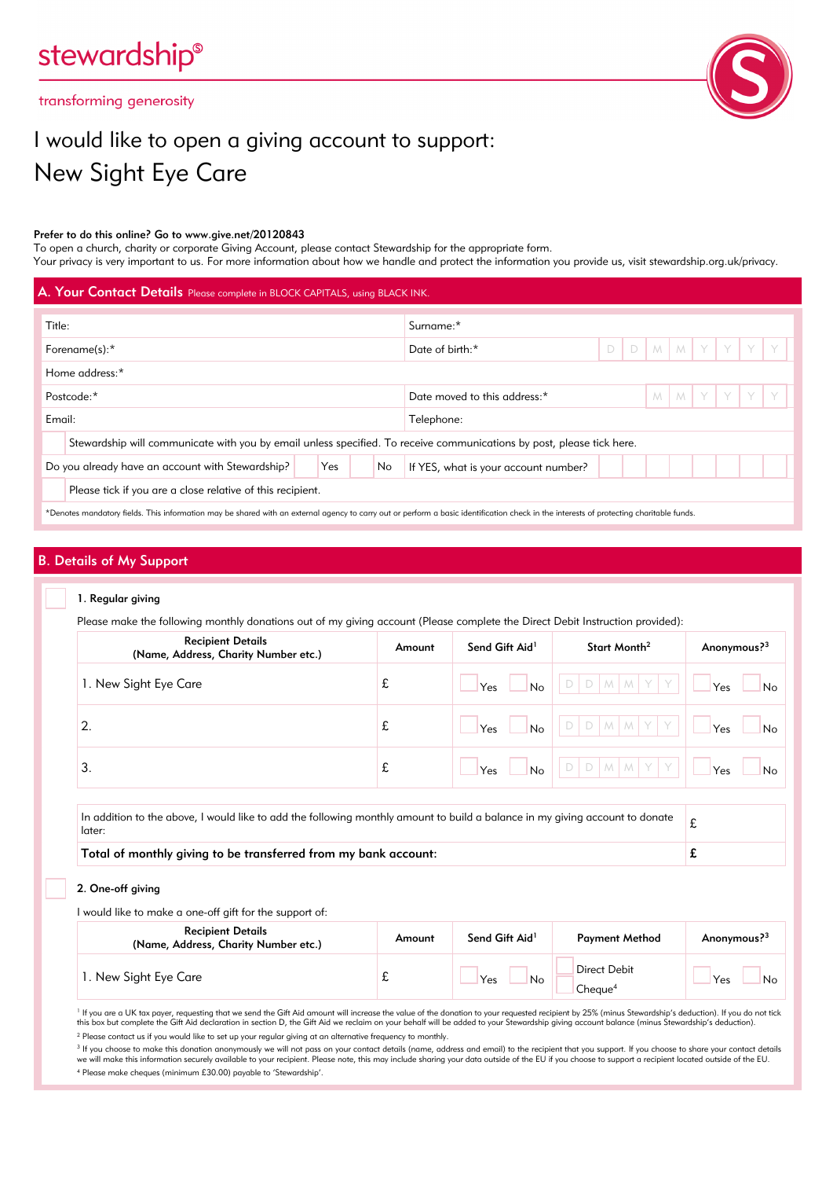stewardship®

transforming generosity

# I would like to open a giving account to support:

# New Sight Eye Care

**Prefer to do this online? Go to www.give.net/20120843**

To open a church, charity or corporate Giving Account, please contact Stewardship for the appropriate form.

Your privacy is very important to us. For more information about how we handle and protect the information you provide us, visit stewardship.org.uk/privacy.

## A. Your Contact Details
Please complete in BLOCK CAPITALS, using BLACK INK.

| | |
|---|---|
| Title: | Surname:* |
| Forename(s):* | Date of birth:* D D M M Y Y Y Y |
| Home address:* | |
| Postcode:* | Date moved to this address:* M M Y Y Y Y |
| Email: | Telephone: |

☐ Stewardship will communicate with you by email unless specified. To receive communications by post, please tick here.

Do you already have an account with Stewardship? ☐ Yes ☐ No — If YES, what is your account number?

☐ Please tick if you are a close relative of this recipient.

*Denotes mandatory fields. This information may be shared with an external agency to carry out or perform a basic identification check in the interests of protecting charitable funds.

## B. Details of My Support

☐ **1. Regular giving**

Please make the following monthly donations out of my giving account (Please complete the Direct Debit Instruction provided):

| Recipient Details (Name, Address, Charity Number etc.) | Amount | Send Gift Aid[1] | Start Month[2] | Anonymous?[3] |
|---|---|---|---|---|
| 1. New Sight Eye Care | £ | ☐ Yes ☐ No | D D M M Y Y | ☐ Yes ☐ No |
| 2. | £ | ☐ Yes ☐ No | D D M M Y Y | ☐ Yes ☐ No |
| 3. | £ | ☐ Yes ☐ No | D D M M Y Y | ☐ Yes ☐ No |

| | |
|---|---|
| In addition to the above, I would like to add the following monthly amount to build a balance in my giving account to donate later: | £ |
| **Total of monthly giving to be transferred from my bank account:** | £ |

☐ **2. One-off giving**

I would like to make a one-off gift for the support of:

| Recipient Details (Name, Address, Charity Number etc.) | Amount | Send Gift Aid[1] | Payment Method | Anonymous?[3] |
|---|---|---|---|---|
| 1. New Sight Eye Care | £ | ☐ Yes ☐ No | ☐ Direct Debit ☐ Cheque[4] | ☐ Yes ☐ No |

[1] If you are a UK tax payer, requesting that we send the Gift Aid amount will increase the value of the donation to your requested recipient by 25% (minus Stewardship's deduction). If you do not tick this box but complete the Gift Aid declaration in section D, the Gift Aid we reclaim on your behalf will be added to your Stewardship giving account balance (minus Stewardship's deduction).

[2] Please contact us if you would like to set up your regular giving at an alternative frequency to monthly.

[3] If you choose to make this donation anonymously we will not pass on your contact details (name, address and email) to the recipient that you support. If you choose to share your contact details we will make this information securely available to your recipient. Please note, this may include sharing your data outside of the EU if you choose to support a recipient located outside of the EU.

[4] Please make cheques (minimum £30.00) payable to 'Stewardship'.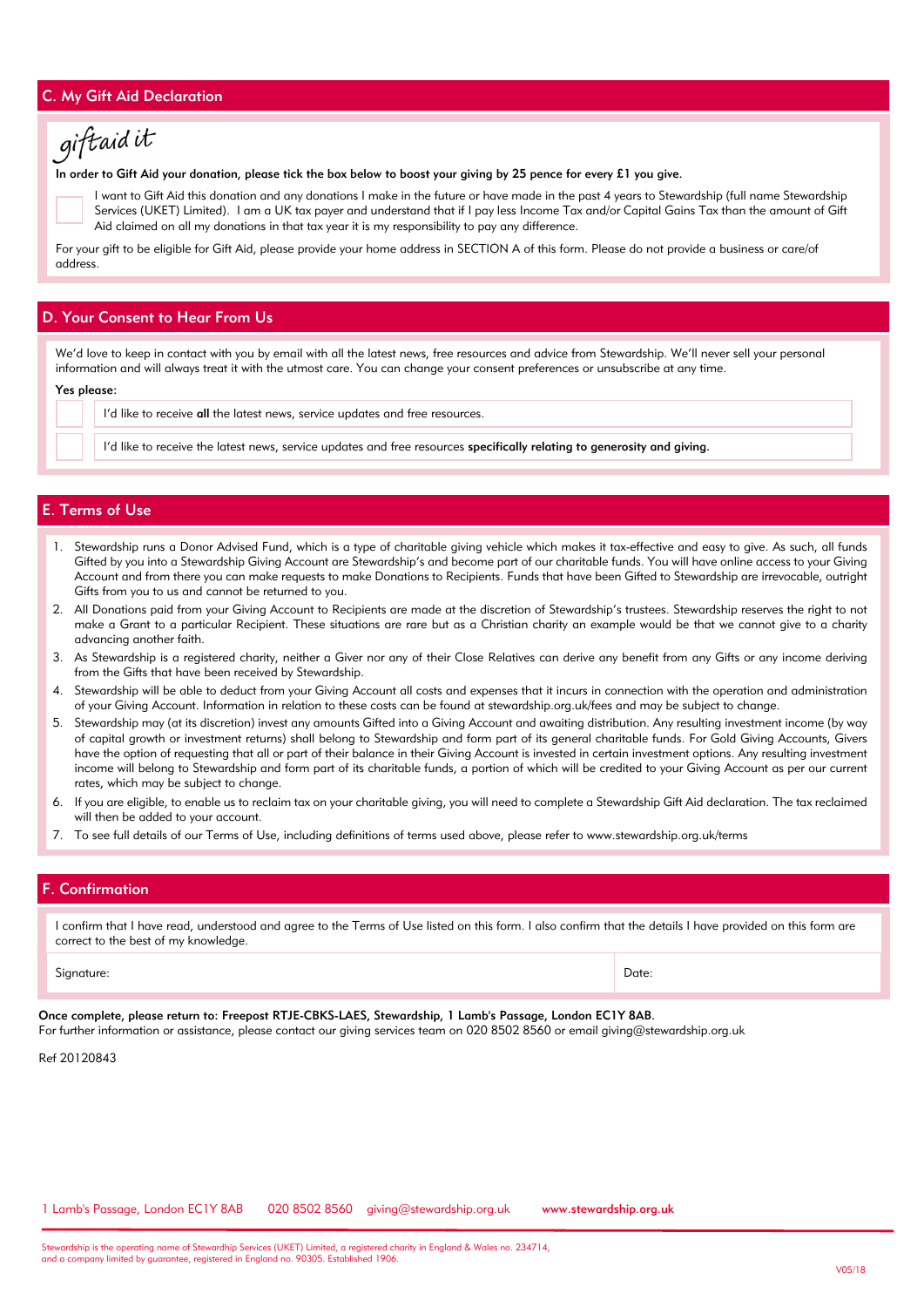## C. My Gift Aid Declaration

*giftaid it*

**In order to Gift Aid your donation, please tick the box below to boost your giving by 25 pence for every £1 you give.**

☐ I want to Gift Aid this donation and any donations I make in the future or have made in the past 4 years to Stewardship (full name Stewardship Services (UKET) Limited). I am a UK tax payer and understand that if I pay less Income Tax and/or Capital Gains Tax than the amount of Gift Aid claimed on all my donations in that tax year it is my responsibility to pay any difference.

For your gift to be eligible for Gift Aid, please provide your home address in SECTION A of this form. Please do not provide a business or care/of address.

## D. Your Consent to Hear From Us

We'd love to keep in contact with you by email with all the latest news, free resources and advice from Stewardship. We'll never sell your personal information and will always treat it with the utmost care. You can change your consent preferences or unsubscribe at any time.

**Yes please:**

☐ I'd like to receive **all** the latest news, service updates and free resources.

☐ I'd like to receive the latest news, service updates and free resources **specifically relating to generosity and giving.**

## E. Terms of Use

1. Stewardship runs a Donor Advised Fund, which is a type of charitable giving vehicle which makes it tax-effective and easy to give. As such, all funds Gifted by you into a Stewardship Giving Account are Stewardship's and become part of our charitable funds. You will have online access to your Giving Account and from there you can make requests to make Donations to Recipients. Funds that have been Gifted to Stewardship are irrevocable, outright Gifts from you to us and cannot be returned to you.
2. All Donations paid from your Giving Account to Recipients are made at the discretion of Stewardship's trustees. Stewardship reserves the right to not make a Grant to a particular Recipient. These situations are rare but as a Christian charity an example would be that we cannot give to a charity advancing another faith.
3. As Stewardship is a registered charity, neither a Giver nor any of their Close Relatives can derive any benefit from any Gifts or any income deriving from the Gifts that have been received by Stewardship.
4. Stewardship will be able to deduct from your Giving Account all costs and expenses that it incurs in connection with the operation and administration of your Giving Account. Information in relation to these costs can be found at stewardship.org.uk/fees and may be subject to change.
5. Stewardship may (at its discretion) invest any amounts Gifted into a Giving Account and awaiting distribution. Any resulting investment income (by way of capital growth or investment returns) shall belong to Stewardship and form part of its general charitable funds. For Gold Giving Accounts, Givers have the option of requesting that all or part of their balance in their Giving Account is invested in certain investment options. Any resulting investment income will belong to Stewardship and form part of its charitable funds, a portion of which will be credited to your Giving Account as per our current rates, which may be subject to change.
6. If you are eligible, to enable us to reclaim tax on your charitable giving, you will need to complete a Stewardship Gift Aid declaration. The tax reclaimed will then be added to your account.
7. To see full details of our Terms of Use, including definitions of terms used above, please refer to www.stewardship.org.uk/terms

## F. Confirmation

I confirm that I have read, understood and agree to the Terms of Use listed on this form. I also confirm that the details I have provided on this form are correct to the best of my knowledge.

| Signature: | Date: |
|---|---|

**Once complete, please return to: Freepost RTJE-CBKS-LAES, Stewardship, 1 Lamb's Passage, London EC1Y 8AB.**
For further information or assistance, please contact our giving services team on 020 8502 8560 or email giving@stewardship.org.uk

Ref 20120843

1 Lamb's Passage, London EC1Y 8AB  020 8502 8560  giving@stewardship.org.uk  **www.stewardship.org.uk**

Stewardship is the operating name of Stewardhip Services (UKET) Limited, a registered charity in England & Wales no. 234714, and a company limited by guarantee, registered in England no. 90305. Established 1906.

V05/18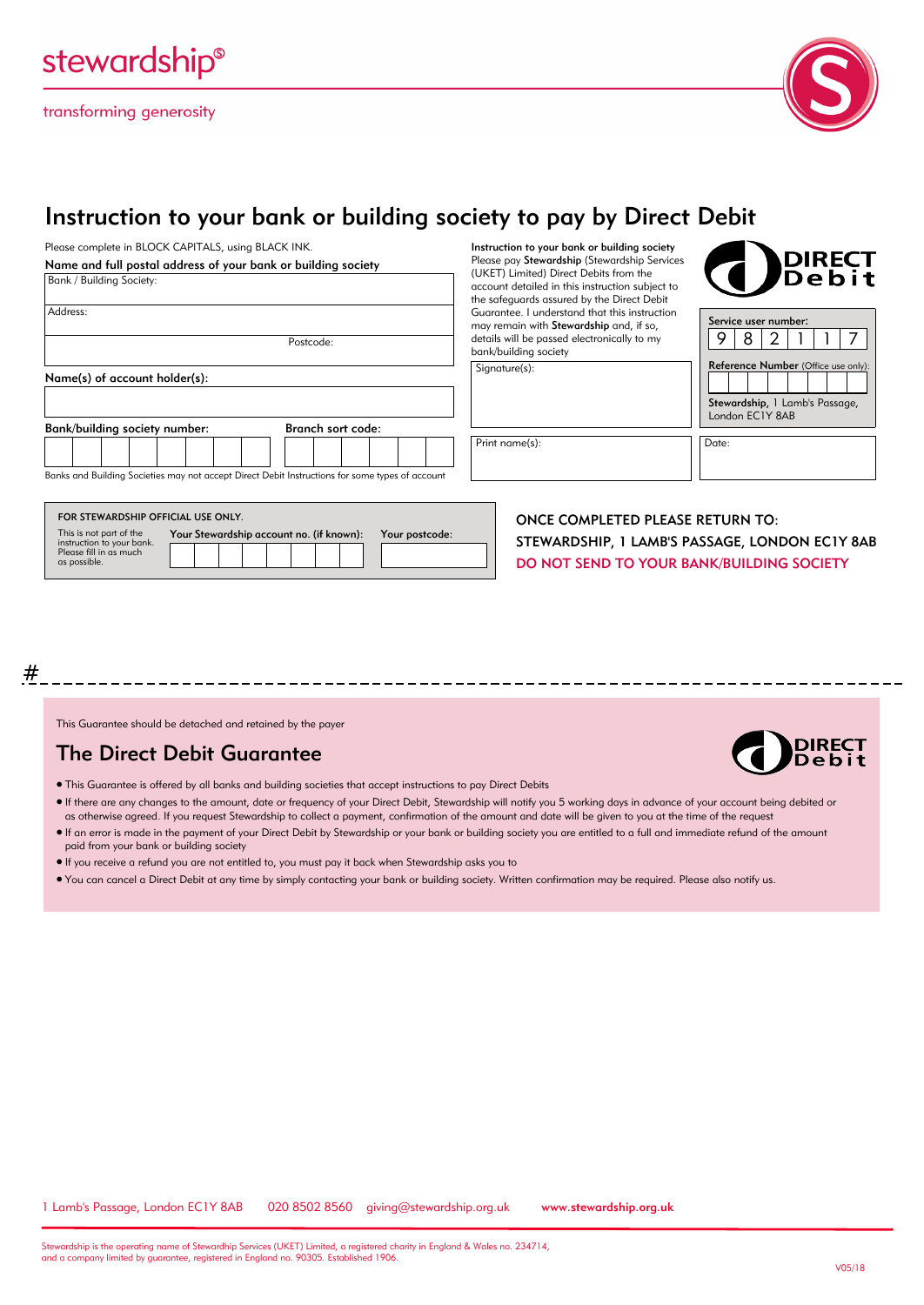stewardship®

transforming generosity

# Instruction to your bank or building society to pay by Direct Debit

Please complete in BLOCK CAPITALS, using BLACK INK.

**Name and full postal address of your bank or building society**

Bank / Building Society:

Address:

Postcode:

**Name(s) of account holder(s):**

**Bank/building society number:**

**Branch sort code:**

Banks and Building Societies may not accept Direct Debit Instructions for some types of account

**Instruction to your bank or building society**

Please pay **Stewardship** (Stewardship Services (UKET) Limited) Direct Debits from the account detailed in this instruction subject to the safeguards assured by the Direct Debit Guarantee. I understand that this instruction may remain with **Stewardship** and, if so, details will be passed electronically to my bank/building society

Signature(s):

Print name(s):

DIRECT Debit

**Service user number:**

| 9 | 8 | 2 | 1 | 1 | 7 |
|---|---|---|---|---|---|

**Reference Number** (Office use only):

**Stewardship,** 1 Lamb's Passage, London EC1Y 8AB

Date:

**FOR STEWARDSHIP OFFICIAL USE ONLY.**

This is not part of the instruction to your bank. Please fill in as much as possible.

**Your Stewardship account no. (if known):**

**Your postcode:**

**ONCE COMPLETED PLEASE RETURN TO:**

**STEWARDSHIP, 1 LAMB'S PASSAGE, LONDON EC1Y 8AB**

**DO NOT SEND TO YOUR BANK/BUILDING SOCIETY**

#

This Guarantee should be detached and retained by the payer

## The Direct Debit Guarantee

DIRECT Debit

- This Guarantee is offered by all banks and building societies that accept instructions to pay Direct Debits
- If there are any changes to the amount, date or frequency of your Direct Debit, Stewardship will notify you 5 working days in advance of your account being debited or as otherwise agreed. If you request Stewardship to collect a payment, confirmation of the amount and date will be given to you at the time of the request
- If an error is made in the payment of your Direct Debit by Stewardship or your bank or building society you are entitled to a full and immediate refund of the amount paid from your bank or building society
- If you receive a refund you are not entitled to, you must pay it back when Stewardship asks you to
- You can cancel a Direct Debit at any time by simply contacting your bank or building society. Written confirmation may be required. Please also notify us.

1 Lamb's Passage, London EC1Y 8AB 020 8502 8560 giving@stewardship.org.uk **www.stewardship.org.uk**

Stewardship is the operating name of Stewardhip Services (UKET) Limited, a registered charity in England & Wales no. 234714, and a company limited by guarantee, registered in England no. 90305. Established 1906.

V05/18